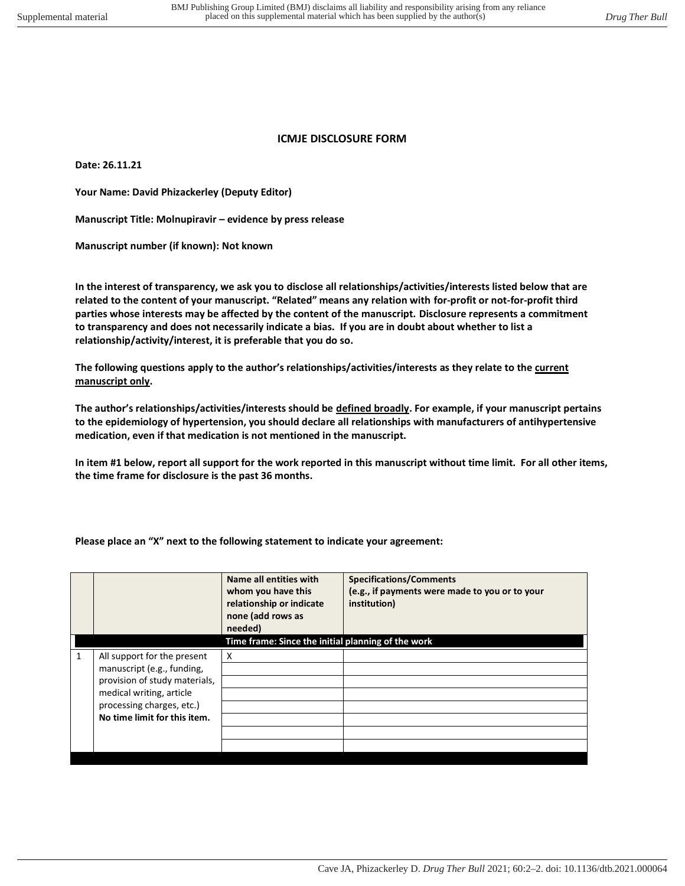**ICMJE DISCLOSURE FORM**

**Date: 26.11.21**

**Your Name: David Phizackerley (Deputy Editor)**

**Manuscript Title: Molnupiravir – evidence by press release**

**Manuscript number (if known): Not known**

**In the interest of transparency, we ask you to disclose all relationships/activities/interests listed below that are related to the content of your manuscript. "Related" means any relation with for-profit or not-for-profit third parties whose interests may be affected by the content of the manuscript. Disclosure represents a commitment to transparency and does not necessarily indicate a bias. If you are in doubt about whether to list a relationship/activity/interest, it is preferable that you do so.**

**The following questions apply to the author's relationships/activities/interests as they relate to the <u>current manuscript only</u>.**

**The author's relationships/activities/interests should be <u>defined broadly</u>. For example, if your manuscript pertains to the epidemiology of hypertension, you should declare all relationships with manufacturers of antihypertensive medication, even if that medication is not mentioned in the manuscript.**

**In item #1 below, report all support for the work reported in this manuscript without time limit. For all other items, the time frame for disclosure is the past 36 months.**

**Please place an "X" next to the following statement to indicate your agreement:**

| | | **Name all entities with whom you have this relationship or indicate none (add rows as needed)** | **Specifications/Comments (e.g., if payments were made to you or to your institution)** |
|---|---|---|---|
| | | **Time frame: Since the initial planning of the work** | |
| 1 | All support for the present manuscript (e.g., funding, provision of study materials, medical writing, article processing charges, etc.) **No time limit for this item.** | X | |
| | | | |
| | | | |
| | | | |
| | | | |
| | | | |
| | | | |
| | | | |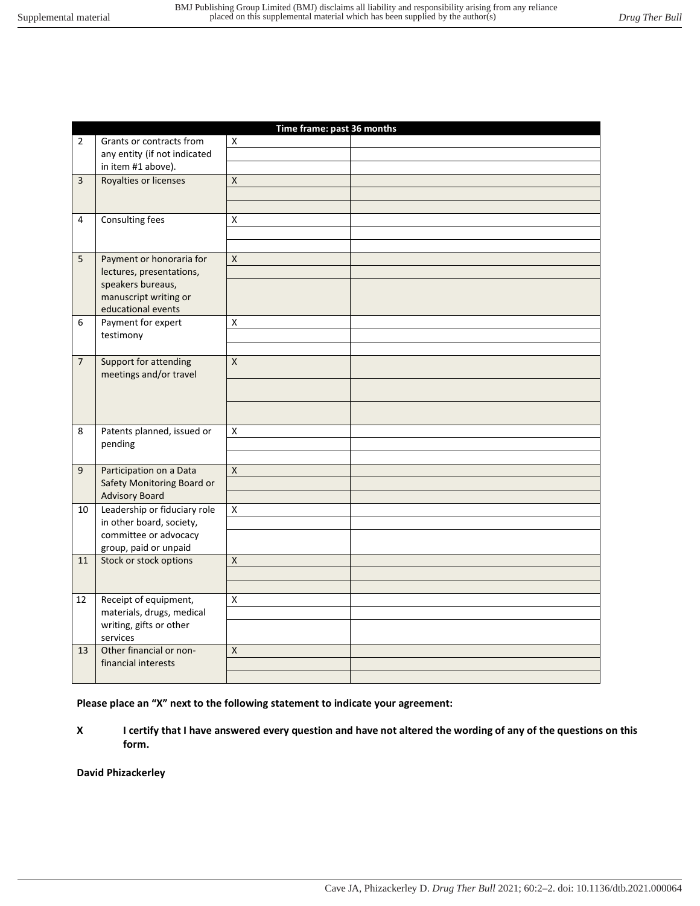| Time frame: past 36 months | | | |
|---|---|---|---|
| 2 | Grants or contracts from any entity (if not indicated in item #1 above). | X | |
| | | | |
| | | | |
| 3 | Royalties or licenses | X | |
| | | | |
| | | | |
| 4 | Consulting fees | X | |
| | | | |
| | | | |
| 5 | Payment or honoraria for lectures, presentations, speakers bureaus, manuscript writing or educational events | X | |
| | | | |
| | | | |
| 6 | Payment for expert testimony | X | |
| | | | |
| | | | |
| 7 | Support for attending meetings and/or travel | X | |
| | | | |
| | | | |
| 8 | Patents planned, issued or pending | X | |
| | | | |
| | | | |
| 9 | Participation on a Data Safety Monitoring Board or Advisory Board | X | |
| | | | |
| | | | |
| 10 | Leadership or fiduciary role in other board, society, committee or advocacy group, paid or unpaid | X | |
| | | | |
| | | | |
| 11 | Stock or stock options | X | |
| | | | |
| | | | |
| 12 | Receipt of equipment, materials, drugs, medical writing, gifts or other services | X | |
| | | | |
| | | | |
| 13 | Other financial or non-financial interests | X | |
| | | | |
| | | | |

**Please place an "X" next to the following statement to indicate your agreement:**

**X I certify that I have answered every question and have not altered the wording of any of the questions on this form.**

**David Phizackerley**